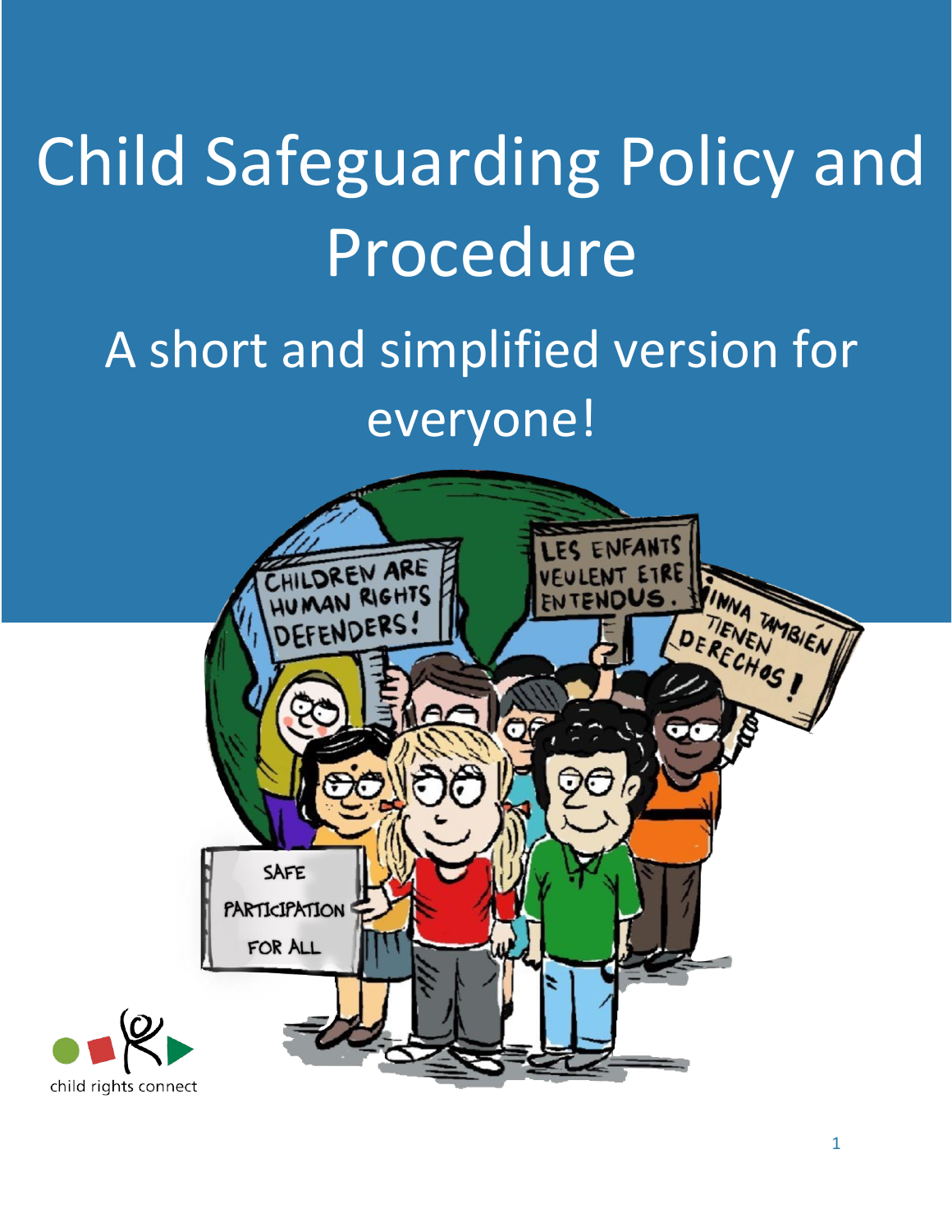# Child Safeguarding Policy and Procedure

## A short and simplified version for everyone!

child rights connect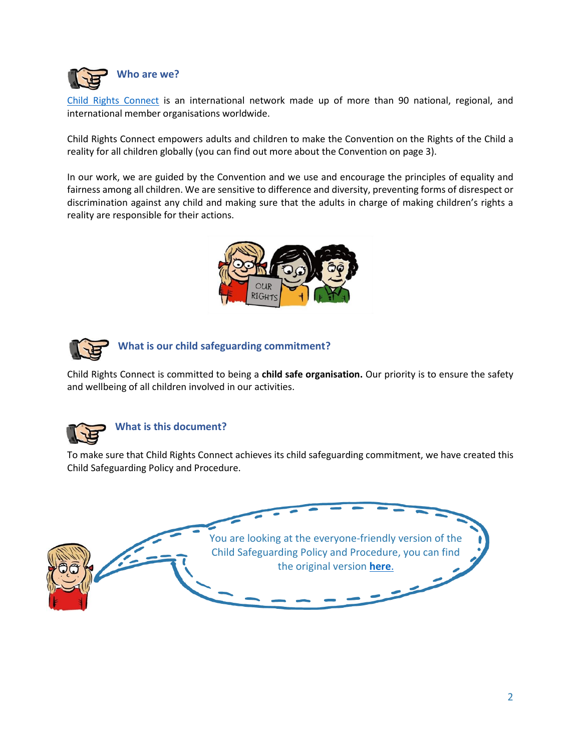## Who are we?

Child Rights Connect is an international network made up of more than 90 national, regional, and international member organisations worldwide.

Child Rights Connect empowers adults and children to make the Convention on the Rights of the Child a reality for all children globally (you can find out more about the Convention on page 3).

In our work, we are guided by the Convention and we use and encourage the principles of equality and fairness among all children. We are sensitive to difference and diversity, preventing forms of disrespect or discrimination against any child and making sure that the adults in charge of making children's rights a reality are responsible for their actions.

## What is our child safeguarding commitment?

Child Rights Connect is committed to being a **child safe organisation.** Our priority is to ensure the safety and wellbeing of all children involved in our activities.

## What is this document?

To make sure that Child Rights Connect achieves its child safeguarding commitment, we have created this Child Safeguarding Policy and Procedure.

You are looking at the everyone-friendly version of the Child Safeguarding Policy and Procedure, you can find the original version **here**.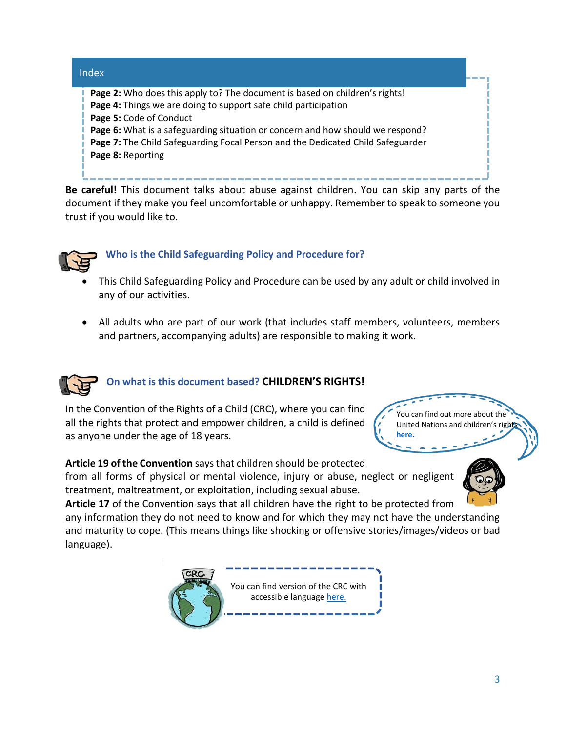## Index

- **Page 2:** Who does this apply to? The document is based on children's rights!
- **Page 4:** Things we are doing to support safe child participation
- **Page 5:** Code of Conduct
- **Page 6:** What is a safeguarding situation or concern and how should we respond?
- **Page 7:** The Child Safeguarding Focal Person and the Dedicated Child Safeguarder
- **Page 8:** Reporting

**Be careful!** This document talks about abuse against children. You can skip any parts of the document if they make you feel uncomfortable or unhappy. Remember to speak to someone you trust if you would like to.

### Who is the Child Safeguarding Policy and Procedure for?

- This Child Safeguarding Policy and Procedure can be used by any adult or child involved in any of our activities.
- All adults who are part of our work (that includes staff members, volunteers, members and partners, accompanying adults) are responsible to making it work.

### On what is this document based? **CHILDREN'S RIGHTS!**

In the Convention of the Rights of a Child (CRC), where you can find all the rights that protect and empower children, a child is defined as anyone under the age of 18 years.

> You can find out more about the United Nations and children's rights **here.**

**Article 19 of the Convention** says that children should be protected from all forms of physical or mental violence, injury or abuse, neglect or negligent treatment, maltreatment, or exploitation, including sexual abuse.
**Article 17** of the Convention says that all children have the right to be protected from any information they do not need to know and for which they may not have the understanding and maturity to cope. (This means things like shocking or offensive stories/images/videos or bad language).

> You can find version of the CRC with accessible language here.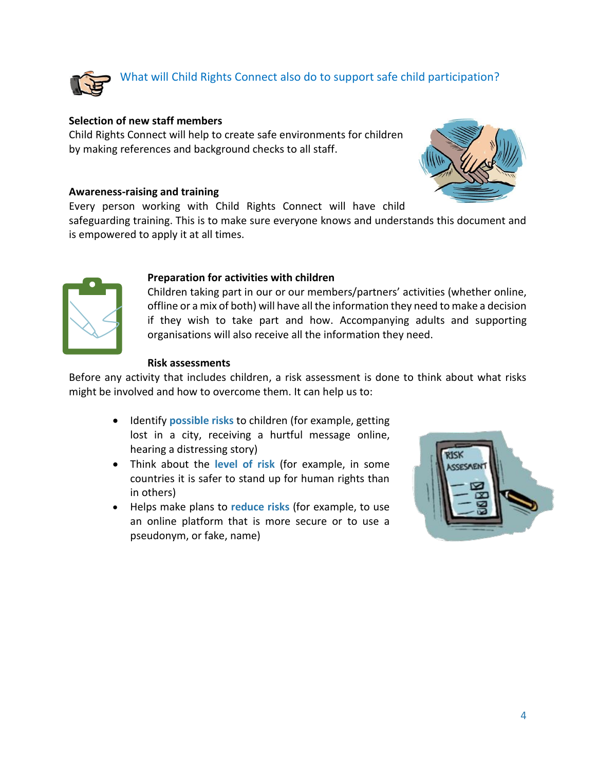## What will Child Rights Connect also do to support safe child participation?

**Selection of new staff members**

Child Rights Connect will help to create safe environments for children by making references and background checks to all staff.

**Awareness-raising and training**

Every person working with Child Rights Connect will have child safeguarding training. This is to make sure everyone knows and understands this document and is empowered to apply it at all times.

**Preparation for activities with children**

Children taking part in our or our members/partners' activities (whether online, offline or a mix of both) will have all the information they need to make a decision if they wish to take part and how. Accompanying adults and supporting organisations will also receive all the information they need.

**Risk assessments**

Before any activity that includes children, a risk assessment is done to think about what risks might be involved and how to overcome them. It can help us to:

- Identify **possible risks** to children (for example, getting lost in a city, receiving a hurtful message online, hearing a distressing story)
- Think about the **level of risk** (for example, in some countries it is safer to stand up for human rights than in others)
- Helps make plans to **reduce risks** (for example, to use an online platform that is more secure or to use a pseudonym, or fake, name)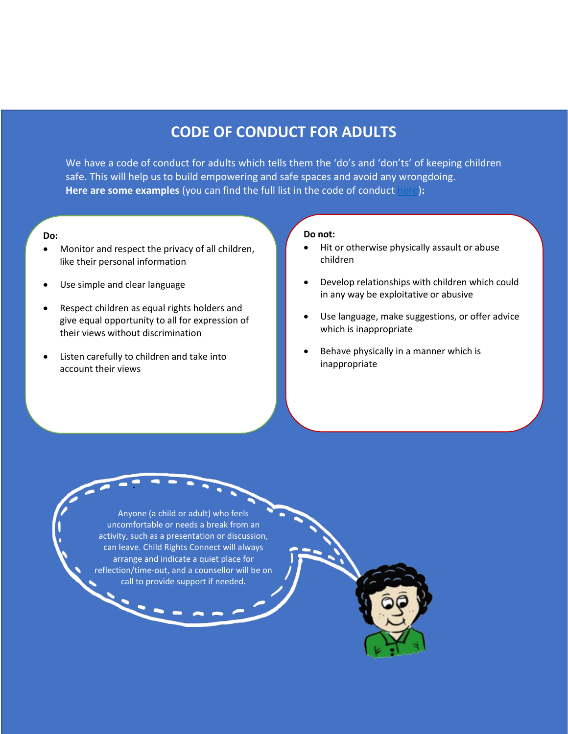# CODE OF CONDUCT FOR ADULTS

We have a code of conduct for adults which tells them the 'do's and 'don'ts' of keeping children safe. This will help us to build empowering and safe spaces and avoid any wrongdoing.
**Here are some examples** (you can find the full list in the code of conduct [here](#)**):**

**Do:**

- Monitor and respect the privacy of all children, like their personal information
- Use simple and clear language
- Respect children as equal rights holders and give equal opportunity to all for expression of their views without discrimination
- Listen carefully to children and take into account their views

**Do not:**

- Hit or otherwise physically assault or abuse children
- Develop relationships with children which could in any way be exploitative or abusive
- Use language, make suggestions, or offer advice which is inappropriate
- Behave physically in a manner which is inappropriate

Anyone (a child or adult) who feels uncomfortable or needs a break from an activity, such as a presentation or discussion, can leave. Child Rights Connect will always arrange and indicate a quiet place for reflection/time-out, and a counsellor will be on call to provide support if needed.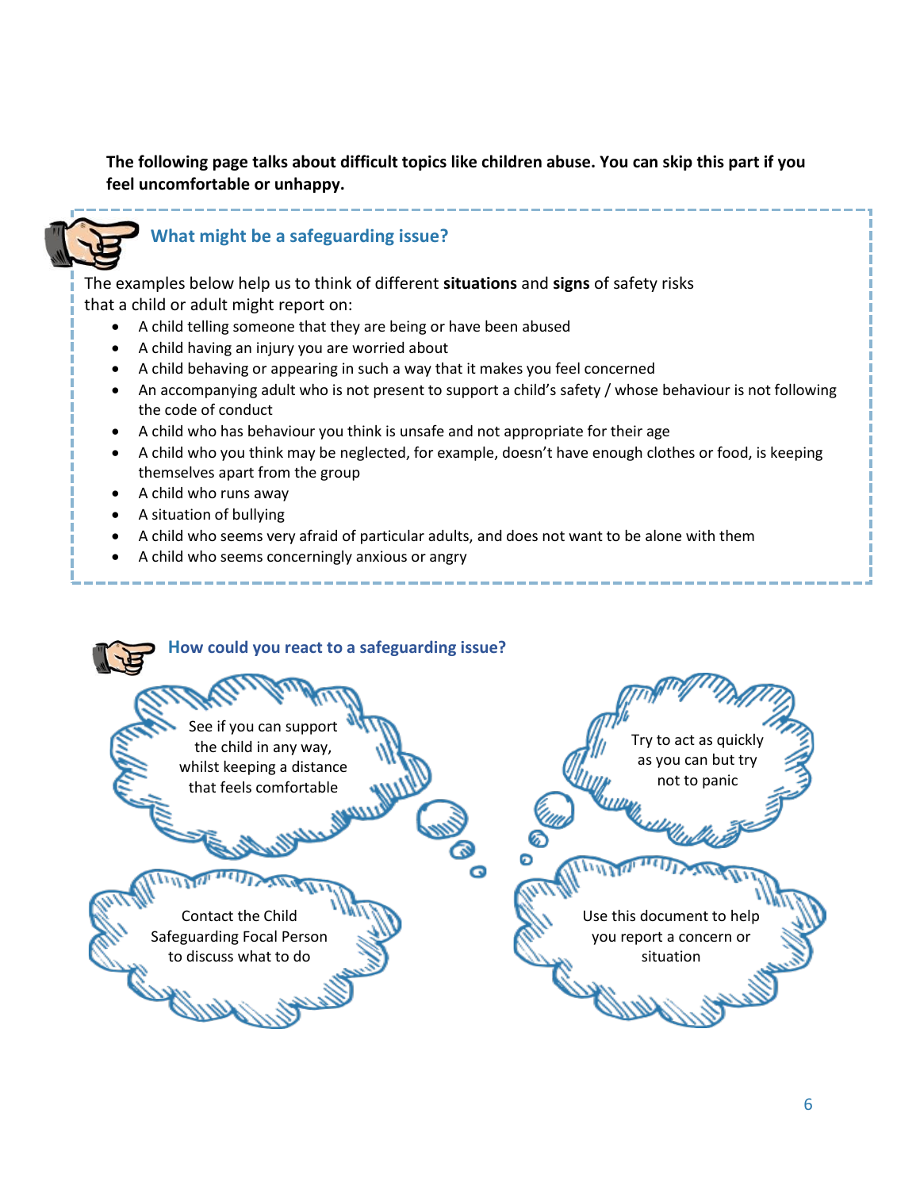**The following page talks about difficult topics like children abuse. You can skip this part if you feel uncomfortable or unhappy.**

## What might be a safeguarding issue?

The examples below help us to think of different **situations** and **signs** of safety risks that a child or adult might report on:

- A child telling someone that they are being or have been abused
- A child having an injury you are worried about
- A child behaving or appearing in such a way that it makes you feel concerned
- An accompanying adult who is not present to support a child's safety / whose behaviour is not following the code of conduct
- A child who has behaviour you think is unsafe and not appropriate for their age
- A child who you think may be neglected, for example, doesn't have enough clothes or food, is keeping themselves apart from the group
- A child who runs away
- A situation of bullying
- A child who seems very afraid of particular adults, and does not want to be alone with them
- A child who seems concerningly anxious or angry

## How could you react to a safeguarding issue?

See if you can support the child in any way, whilst keeping a distance that feels comfortable

Try to act as quickly as you can but try not to panic

Contact the Child Safeguarding Focal Person to discuss what to do

Use this document to help you report a concern or situation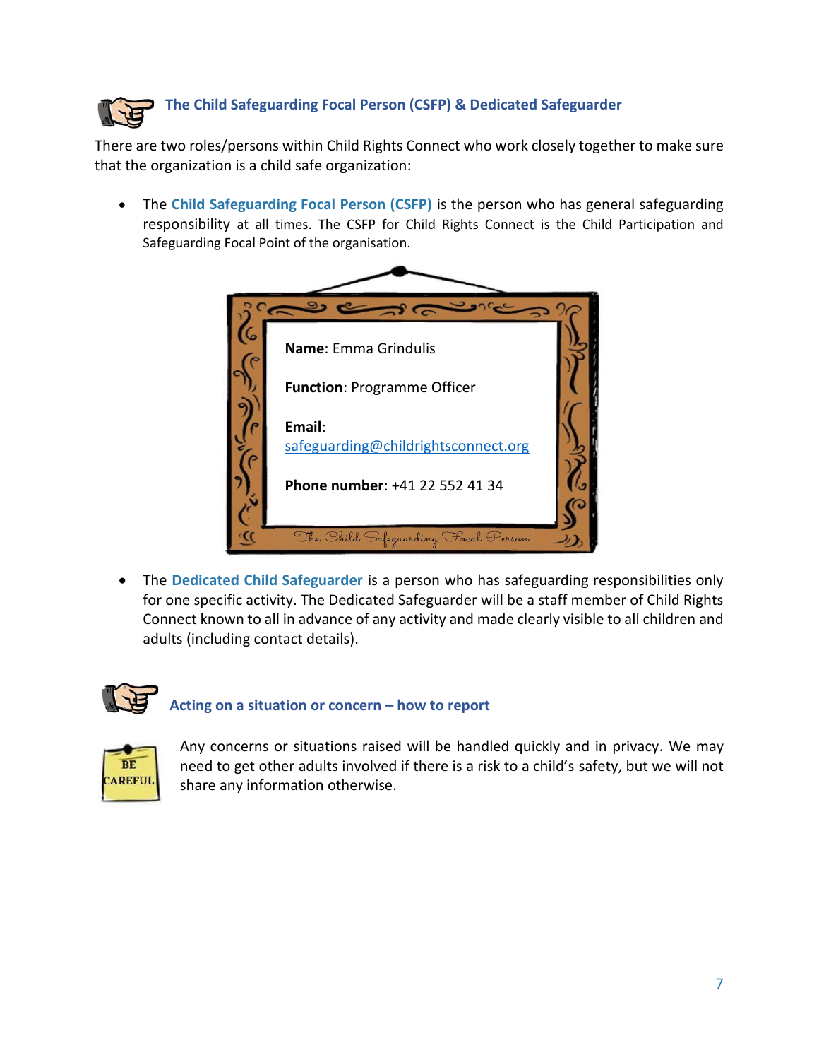### The Child Safeguarding Focal Person (CSFP) & Dedicated Safeguarder

There are two roles/persons within Child Rights Connect who work closely together to make sure that the organization is a child safe organization:

- The **Child Safeguarding Focal Person (CSFP)** is the person who has general safeguarding responsibility at all times. The CSFP for Child Rights Connect is the Child Participation and Safeguarding Focal Point of the organisation.

**Name**: Emma Grindulis

**Function**: Programme Officer

**Email**: safeguarding@childrightsconnect.org

**Phone number**: +41 22 552 41 34

*The Child Safeguarding Focal Person*

- The **Dedicated Child Safeguarder** is a person who has safeguarding responsibilities only for one specific activity. The Dedicated Safeguarder will be a staff member of Child Rights Connect known to all in advance of any activity and made clearly visible to all children and adults (including contact details).

### Acting on a situation or concern – how to report

BE CAREFUL

Any concerns or situations raised will be handled quickly and in privacy. We may need to get other adults involved if there is a risk to a child's safety, but we will not share any information otherwise.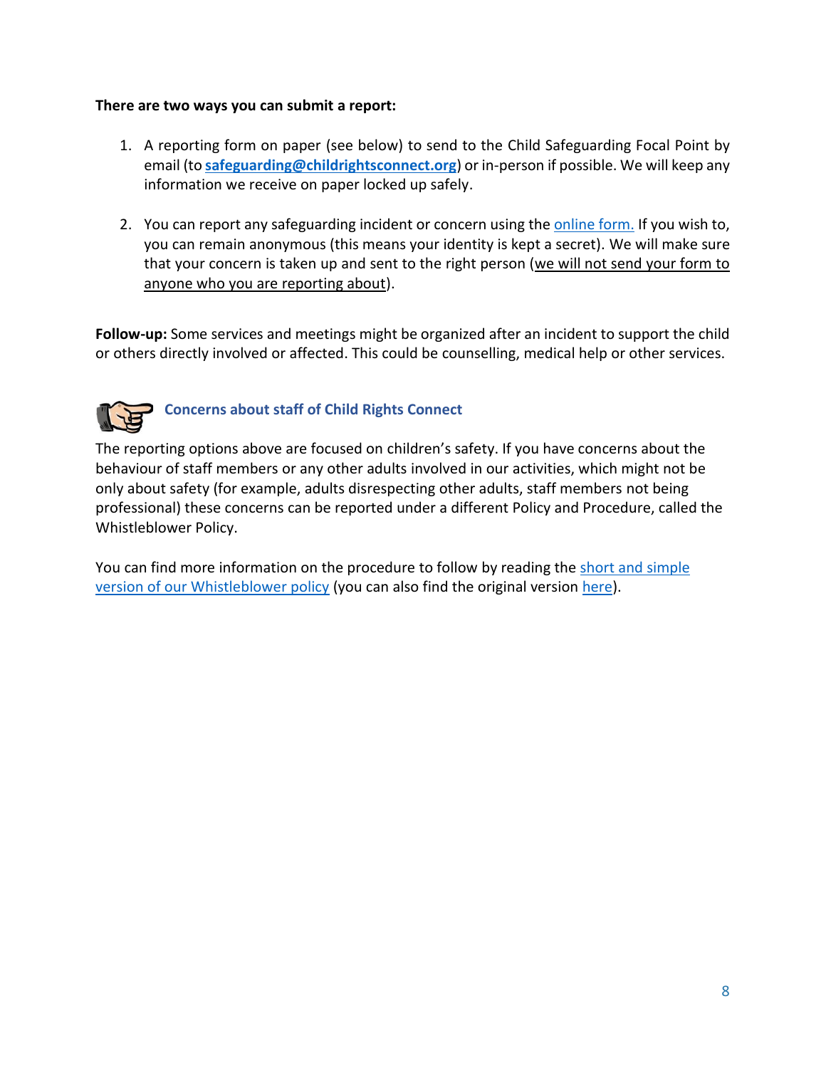**There are two ways you can submit a report:**

1. A reporting form on paper (see below) to send to the Child Safeguarding Focal Point by email (to **safeguarding@childrightsconnect.org**) or in-person if possible. We will keep any information we receive on paper locked up safely.

2. You can report any safeguarding incident or concern using the online form. If you wish to, you can remain anonymous (this means your identity is kept a secret). We will make sure that your concern is taken up and sent to the right person (we will not send your form to anyone who you are reporting about).

**Follow-up:** Some services and meetings might be organized after an incident to support the child or others directly involved or affected. This could be counselling, medical help or other services.

### Concerns about staff of Child Rights Connect

The reporting options above are focused on children's safety. If you have concerns about the behaviour of staff members or any other adults involved in our activities, which might not be only about safety (for example, adults disrespecting other adults, staff members not being professional) these concerns can be reported under a different Policy and Procedure, called the Whistleblower Policy.

You can find more information on the procedure to follow by reading the short and simple version of our Whistleblower policy (you can also find the original version here).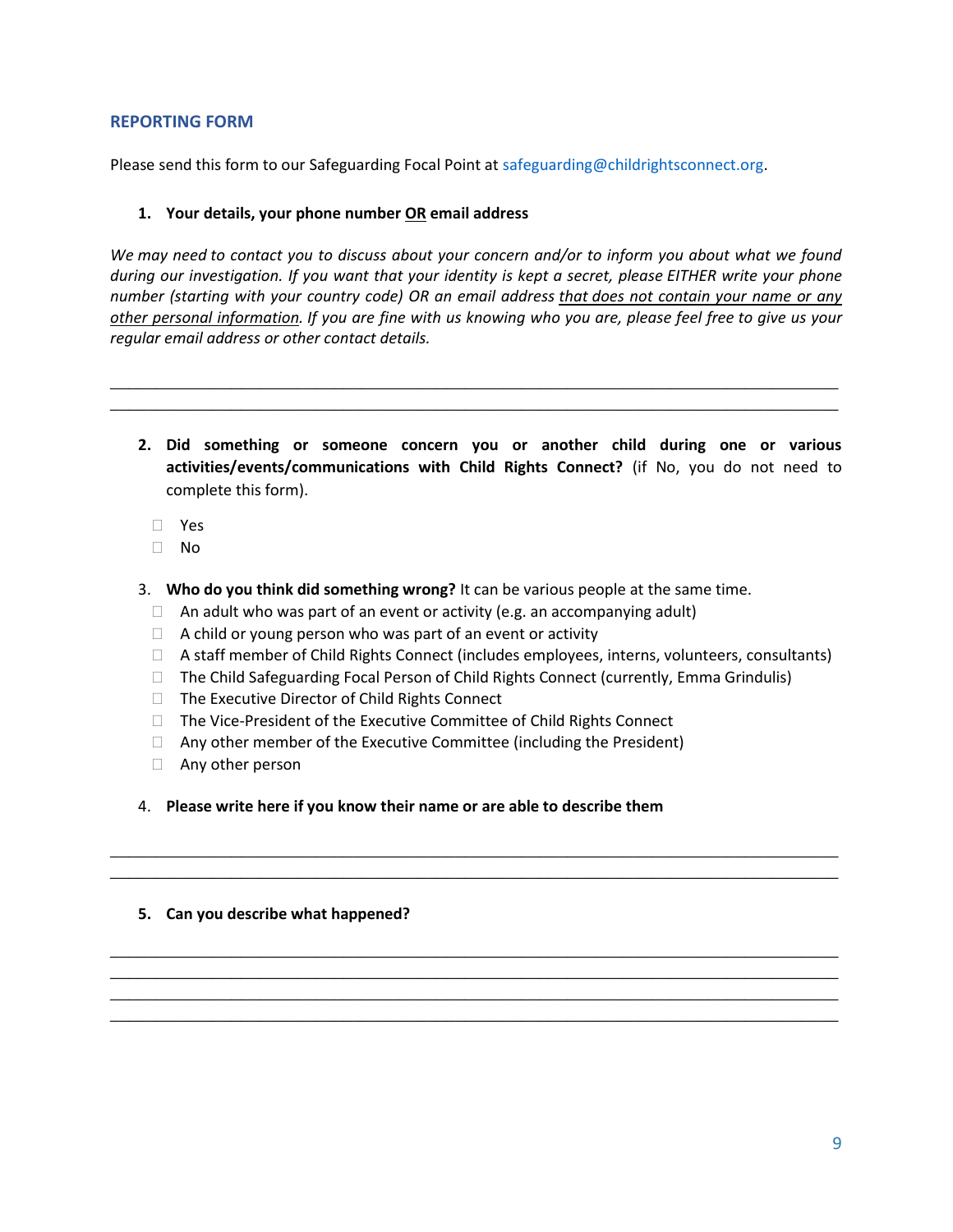## REPORTING FORM

Please send this form to our Safeguarding Focal Point at safeguarding@childrightsconnect.org.

1. **Your details, your phone number <u>OR</u> email address**

*We may need to contact you to discuss about your concern and/or to inform you about what we found during our investigation. If you want that your identity is kept a secret, please EITHER write your phone number (starting with your country code) OR an email address <u>that does not contain your name or any other personal information</u>. If you are fine with us knowing who you are, please feel free to give us your regular email address or other contact details.*

_______________________________________________________________________________
_______________________________________________________________________________

2. **Did something or someone concern you or another child during one or various activities/events/communications with Child Rights Connect?** (if No, you do not need to complete this form).

- ☐ Yes
- ☐ No

3. **Who do you think did something wrong?** It can be various people at the same time.
   - ☐ An adult who was part of an event or activity (e.g. an accompanying adult)
   - ☐ A child or young person who was part of an event or activity
   - ☐ A staff member of Child Rights Connect (includes employees, interns, volunteers, consultants)
   - ☐ The Child Safeguarding Focal Person of Child Rights Connect (currently, Emma Grindulis)
   - ☐ The Executive Director of Child Rights Connect
   - ☐ The Vice-President of the Executive Committee of Child Rights Connect
   - ☐ Any other member of the Executive Committee (including the President)
   - ☐ Any other person

4. **Please write here if you know their name or are able to describe them**

_______________________________________________________________________________
_______________________________________________________________________________

5. **Can you describe what happened?**

_______________________________________________________________________________
_______________________________________________________________________________
_______________________________________________________________________________
_______________________________________________________________________________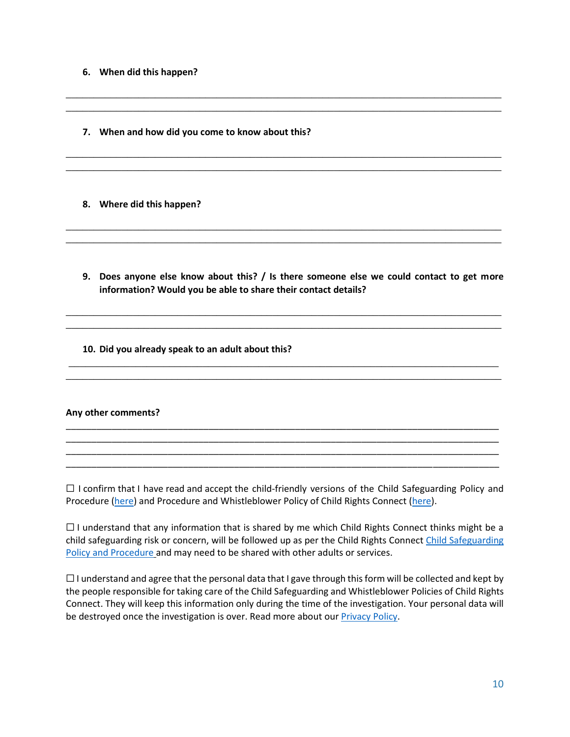6. **When did this happen?**

_______________________________________________________________________________________
_______________________________________________________________________________________

7. **When and how did you come to know about this?**

_______________________________________________________________________________________
_______________________________________________________________________________________

8. **Where did this happen?**

_______________________________________________________________________________________
_______________________________________________________________________________________

9. **Does anyone else know about this? / Is there someone else we could contact to get more information? Would you be able to share their contact details?**

_______________________________________________________________________________________
_______________________________________________________________________________________

10. **Did you already speak to an adult about this?**

_______________________________________________________________________________________
_______________________________________________________________________________________

**Any other comments?**

_______________________________________________________________________________________
_______________________________________________________________________________________
_______________________________________________________________________________________
_______________________________________________________________________________________

☐ I confirm that I have read and accept the child-friendly versions of the Child Safeguarding Policy and Procedure (here) and Procedure and Whistleblower Policy of Child Rights Connect (here).

☐ I understand that any information that is shared by me which Child Rights Connect thinks might be a child safeguarding risk or concern, will be followed up as per the Child Rights Connect Child Safeguarding Policy and Procedure and may need to be shared with other adults or services.

☐ I understand and agree that the personal data that I gave through this form will be collected and kept by the people responsible for taking care of the Child Safeguarding and Whistleblower Policies of Child Rights Connect. They will keep this information only during the time of the investigation. Your personal data will be destroyed once the investigation is over. Read more about our Privacy Policy.